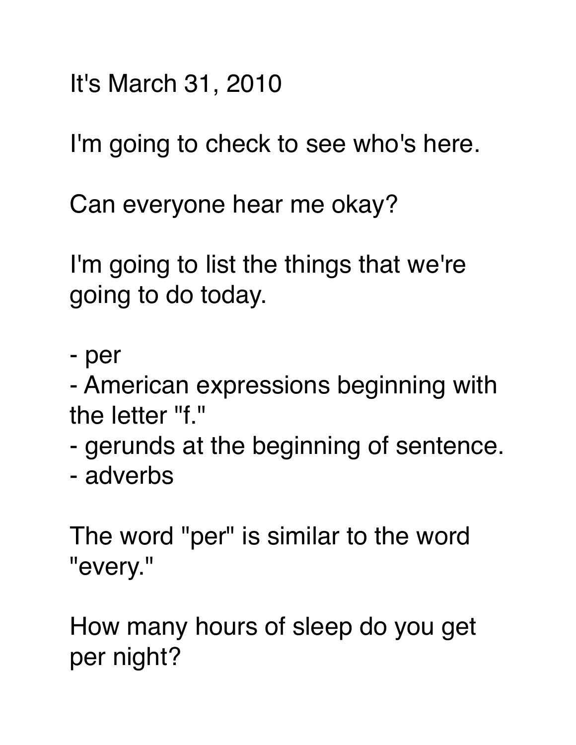It's March 31, 2010

I'm going to check to see who's here.

Can everyone hear me okay?

I'm going to list the things that we're going to do today.

- per
- American expressions beginning with the letter "f."
- gerunds at the beginning of sentence.
- adverbs

The word "per" is similar to the word "every."

How many hours of sleep do you get per night?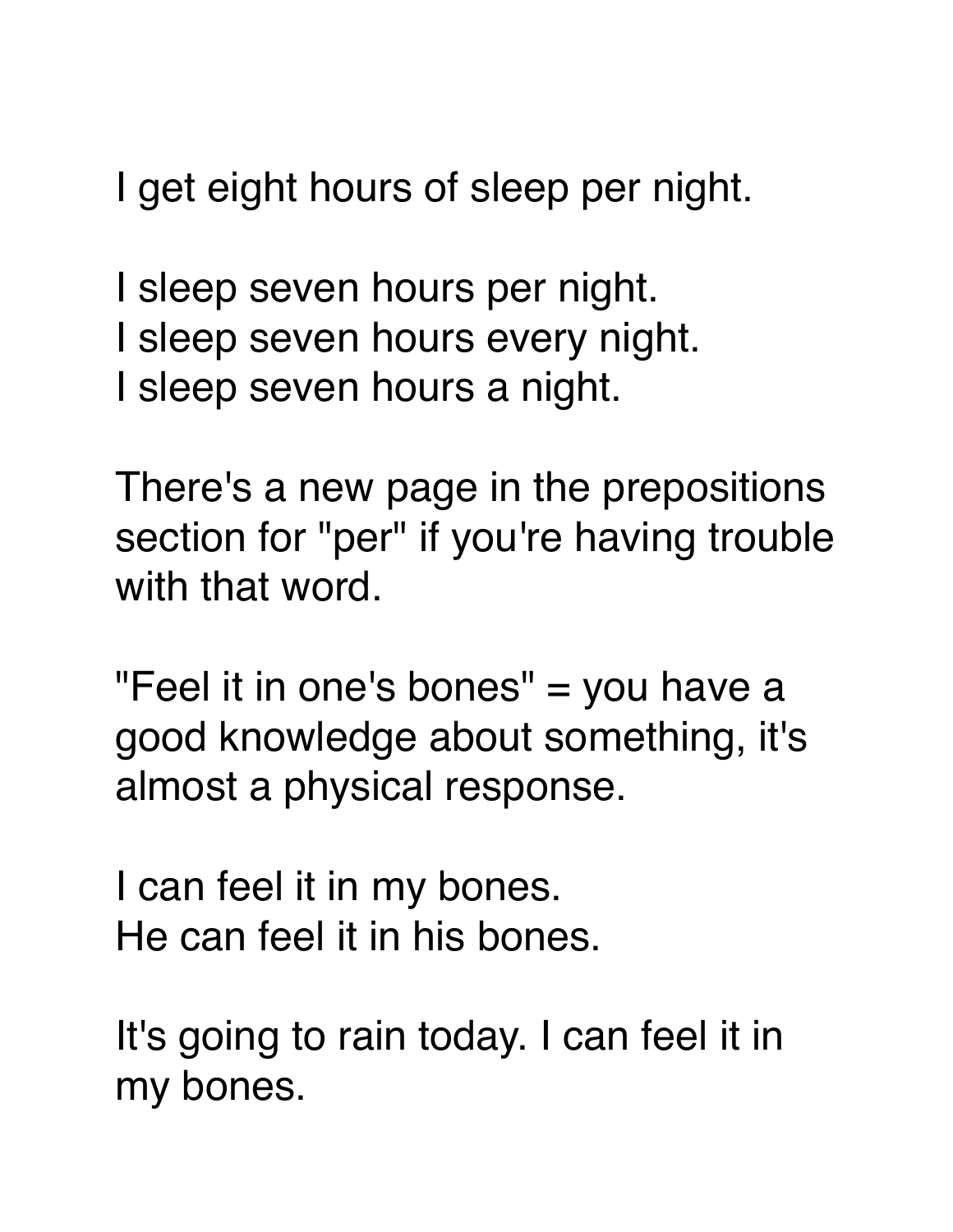I get eight hours of sleep per night.

I sleep seven hours per night.
I sleep seven hours every night.
I sleep seven hours a night.

There's a new page in the prepositions section for "per" if you're having trouble with that word.

"Feel it in one's bones" = you have a good knowledge about something, it's almost a physical response.

I can feel it in my bones.
He can feel it in his bones.

It's going to rain today. I can feel it in my bones.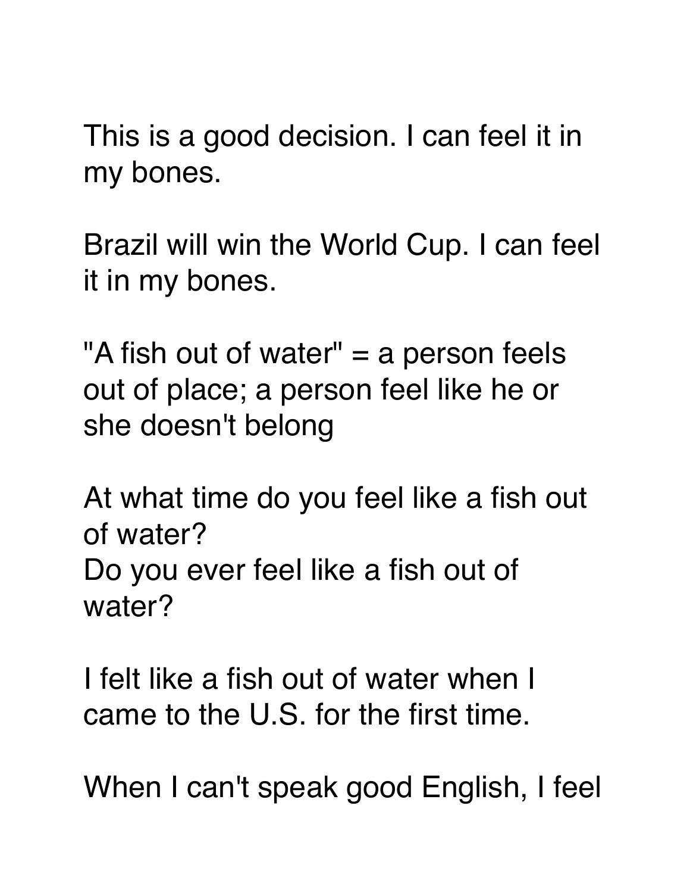This is a good decision. I can feel it in my bones.

Brazil will win the World Cup. I can feel it in my bones.

"A fish out of water" = a person feels out of place; a person feel like he or she doesn't belong

At what time do you feel like a fish out of water?
Do you ever feel like a fish out of water?

I felt like a fish out of water when I came to the U.S. for the first time.

When I can't speak good English, I feel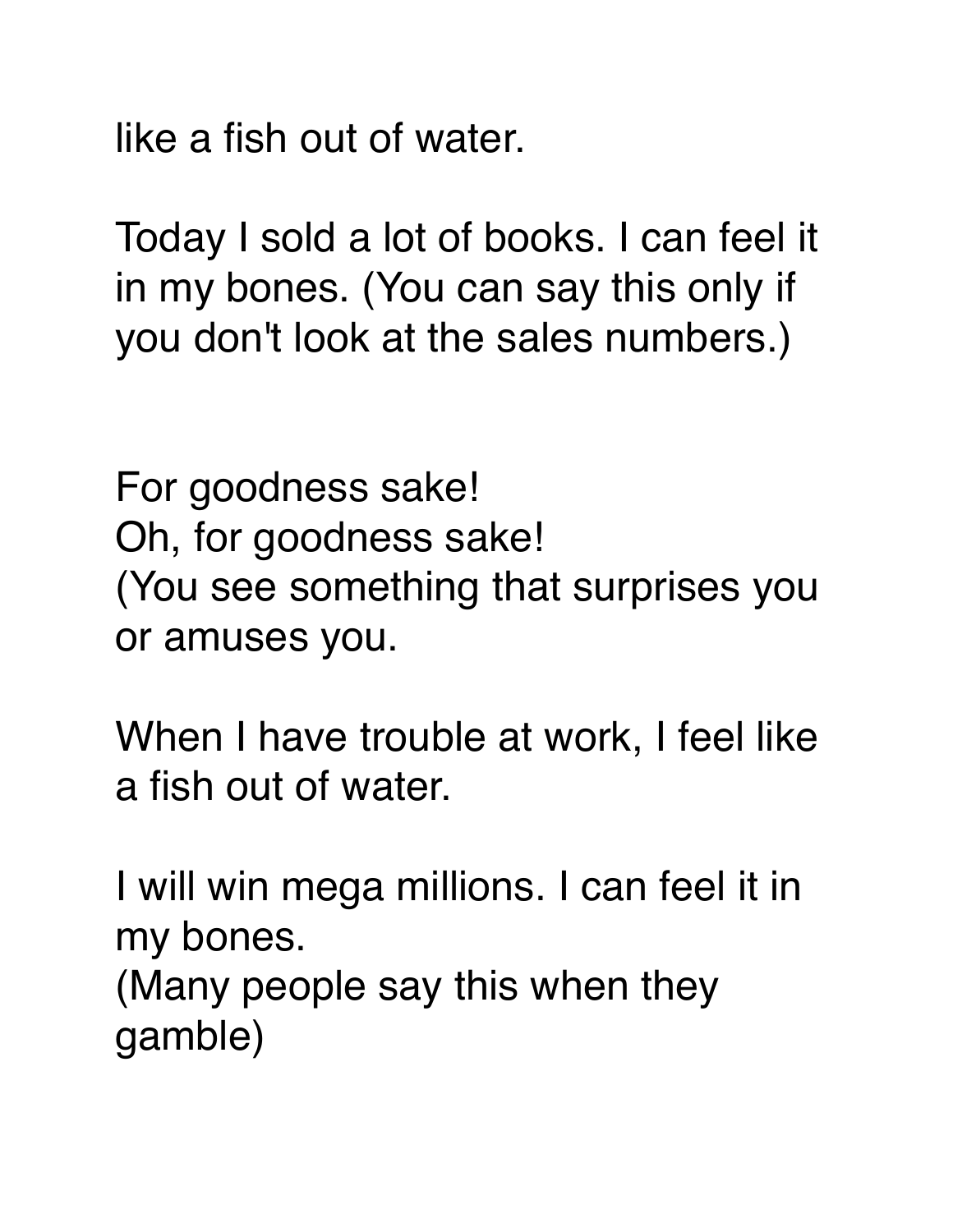like a fish out of water.

Today I sold a lot of books. I can feel it in my bones. (You can say this only if you don't look at the sales numbers.)

For goodness sake!  
Oh, for goodness sake!  
(You see something that surprises you or amuses you.

When I have trouble at work, I feel like a fish out of water.

I will win mega millions. I can feel it in my bones.  
(Many people say this when they gamble)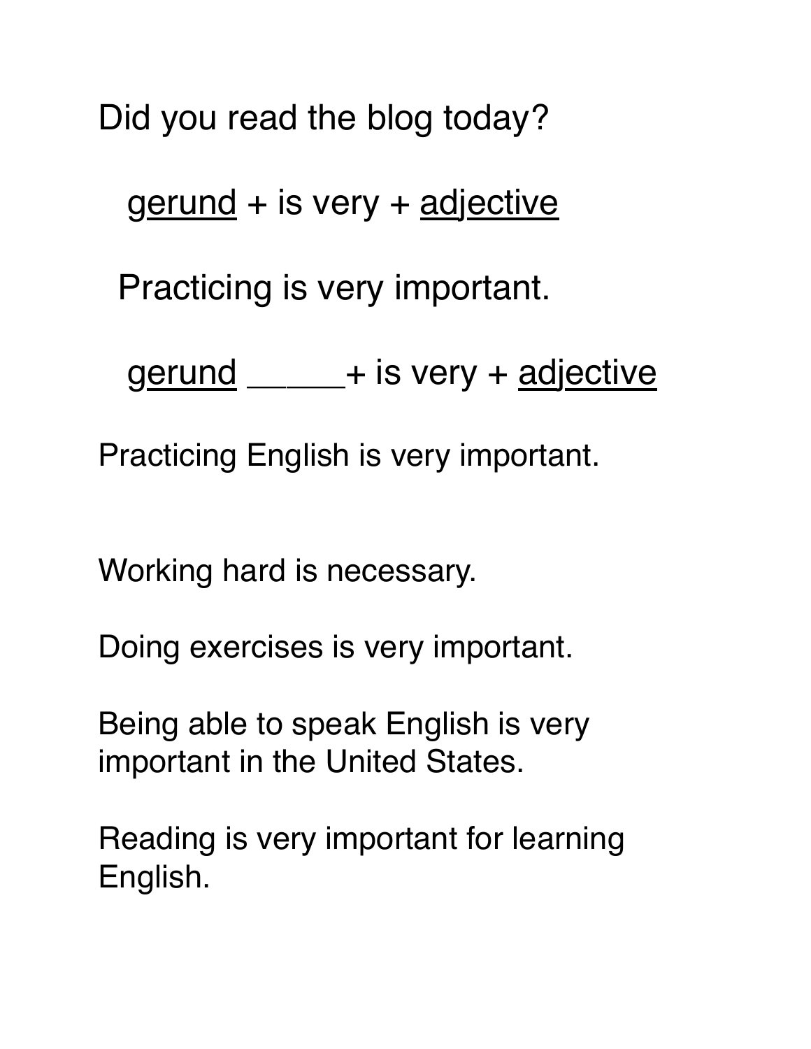Did you read the blog today?

<u>gerund</u> + is very + <u>adjective</u>

Practicing is very important.

<u>gerund</u> _____+ is very + <u>adjective</u>

Practicing English is very important.

Working hard is necessary.

Doing exercises is very important.

Being able to speak English is very important in the United States.

Reading is very important for learning English.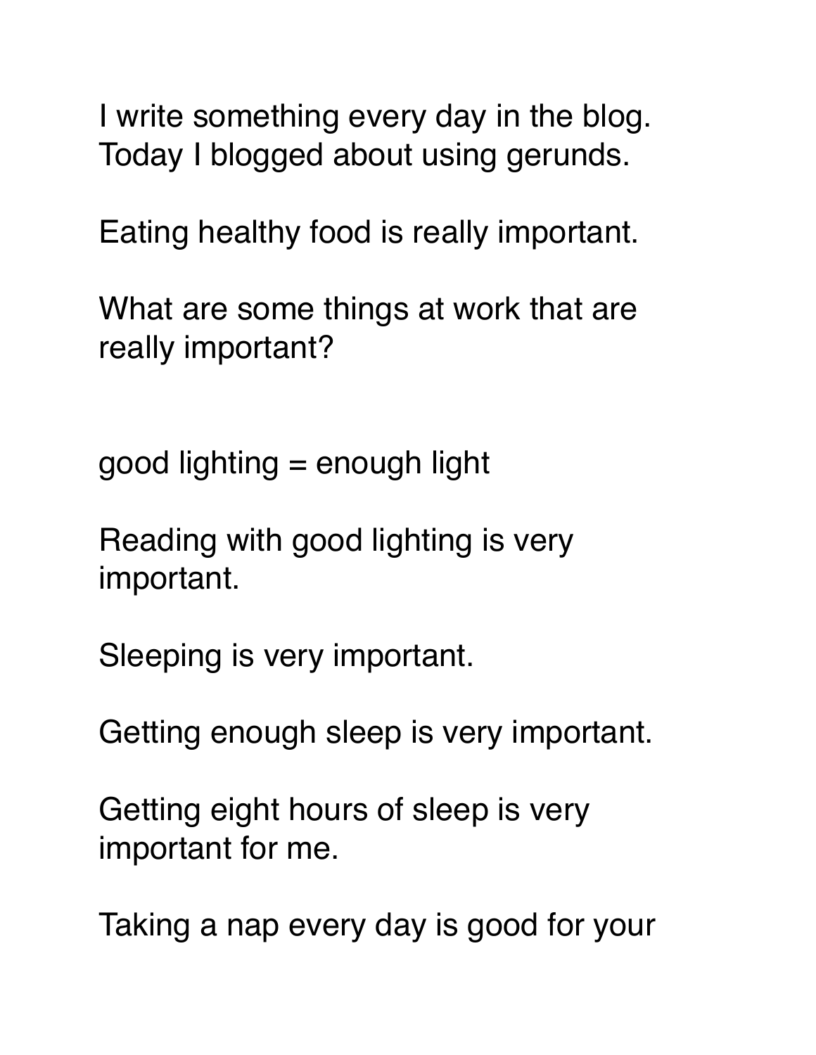I write something every day in the blog. Today I blogged about using gerunds.

Eating healthy food is really important.

What are some things at work that are really important?

good lighting = enough light

Reading with good lighting is very important.

Sleeping is very important.

Getting enough sleep is very important.

Getting eight hours of sleep is very important for me.

Taking a nap every day is good for your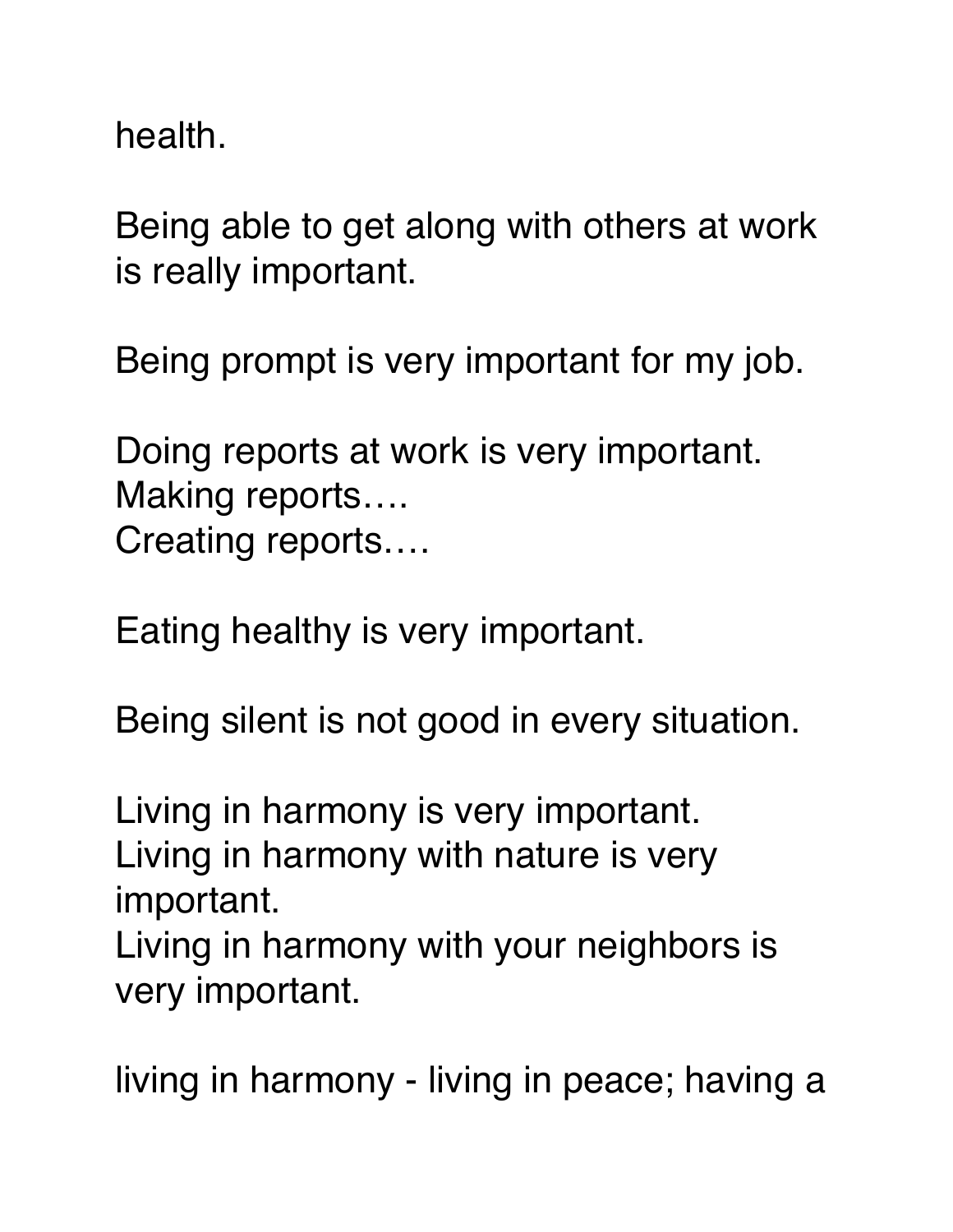health.

Being able to get along with others at work is really important.

Being prompt is very important for my job.

Doing reports at work is very important.
Making reports….
Creating reports….

Eating healthy is very important.

Being silent is not good in every situation.

Living in harmony is very important.
Living in harmony with nature is very important.
Living in harmony with your neighbors is very important.

living in harmony - living in peace; having a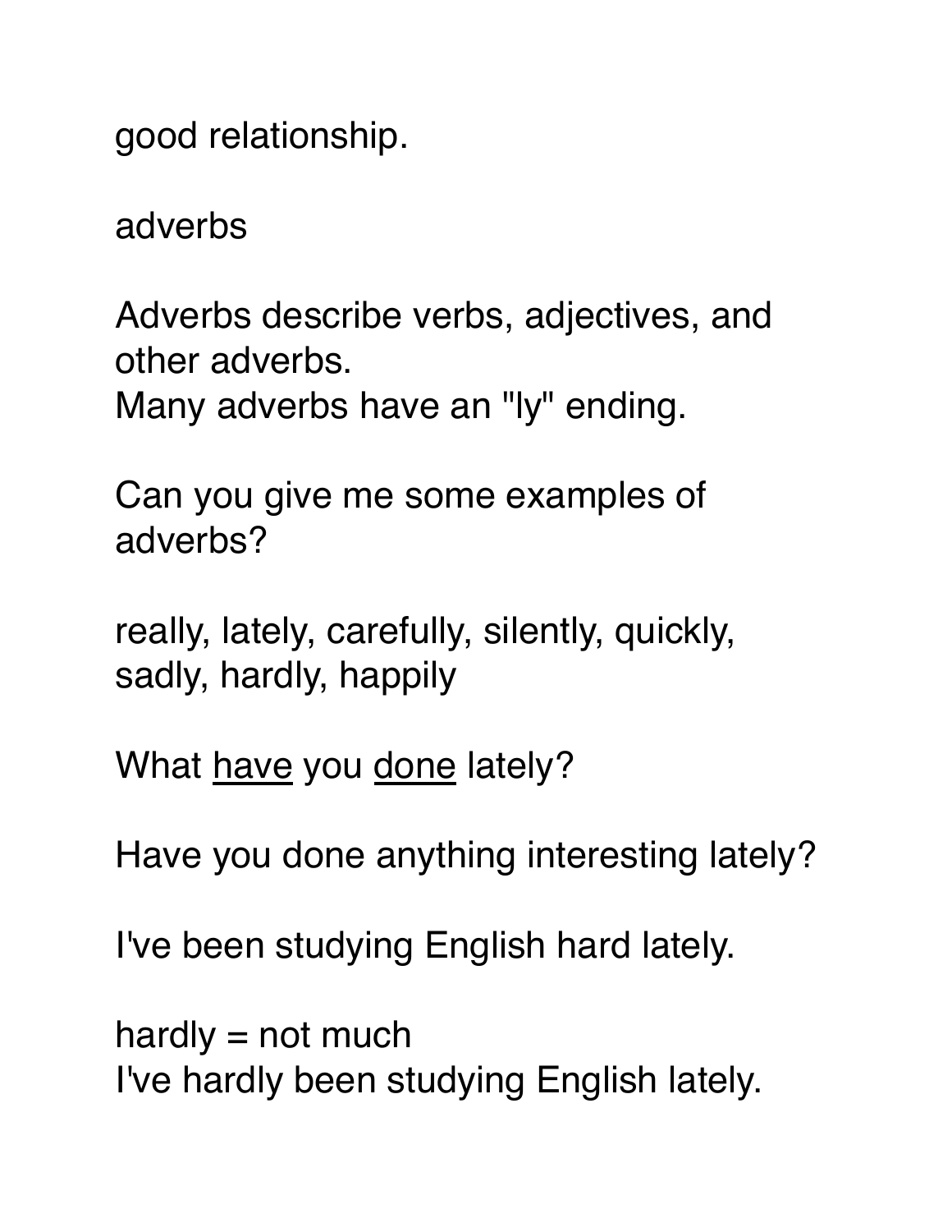good relationship.

adverbs

Adverbs describe verbs, adjectives, and other adverbs.
Many adverbs have an "ly" ending.

Can you give me some examples of adverbs?

really, lately, carefully, silently, quickly, sadly, hardly, happily

What <u>have</u> you <u>done</u> lately?

Have you done anything interesting lately?

I've been studying English hard lately.

hardly = not much
I've hardly been studying English lately.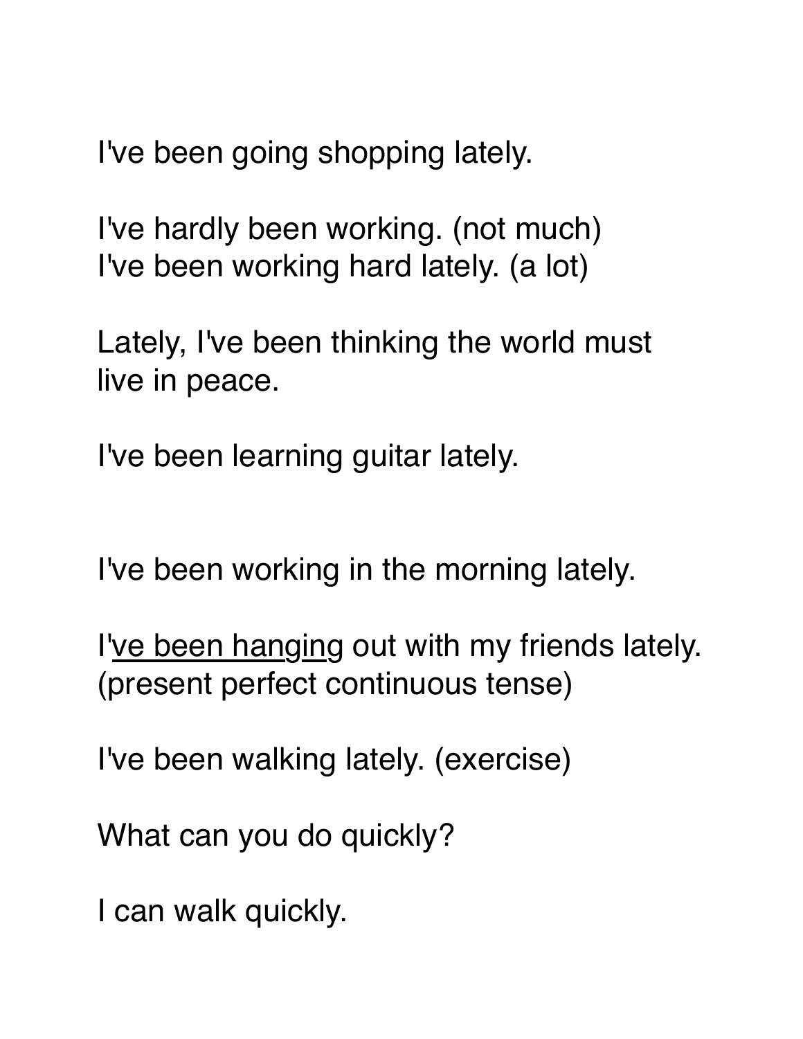I've been going shopping lately.

I've hardly been working. (not much)
I've been working hard lately. (a lot)

Lately, I've been thinking the world must live in peace.

I've been learning guitar lately.

I've been working in the morning lately.

I'<u>ve been hang</u><u>in</u>g out with my friends lately.
(present perfect continuous tense)

I've been walking lately. (exercise)

What can you do quickly?

I can walk quickly.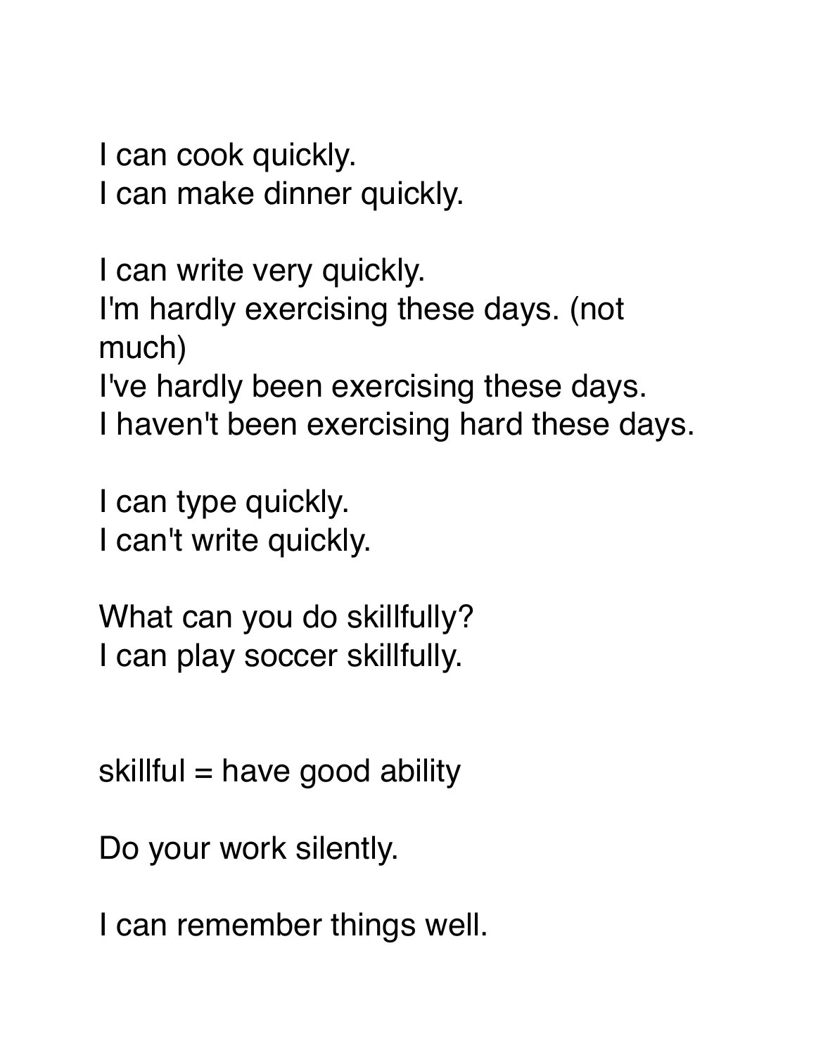I can cook quickly.
I can make dinner quickly.

I can write very quickly.
I'm hardly exercising these days. (not much)
I've hardly been exercising these days.
I haven't been exercising hard these days.

I can type quickly.
I can't write quickly.

What can you do skillfully?
I can play soccer skillfully.

skillful = have good ability

Do your work silently.

I can remember things well.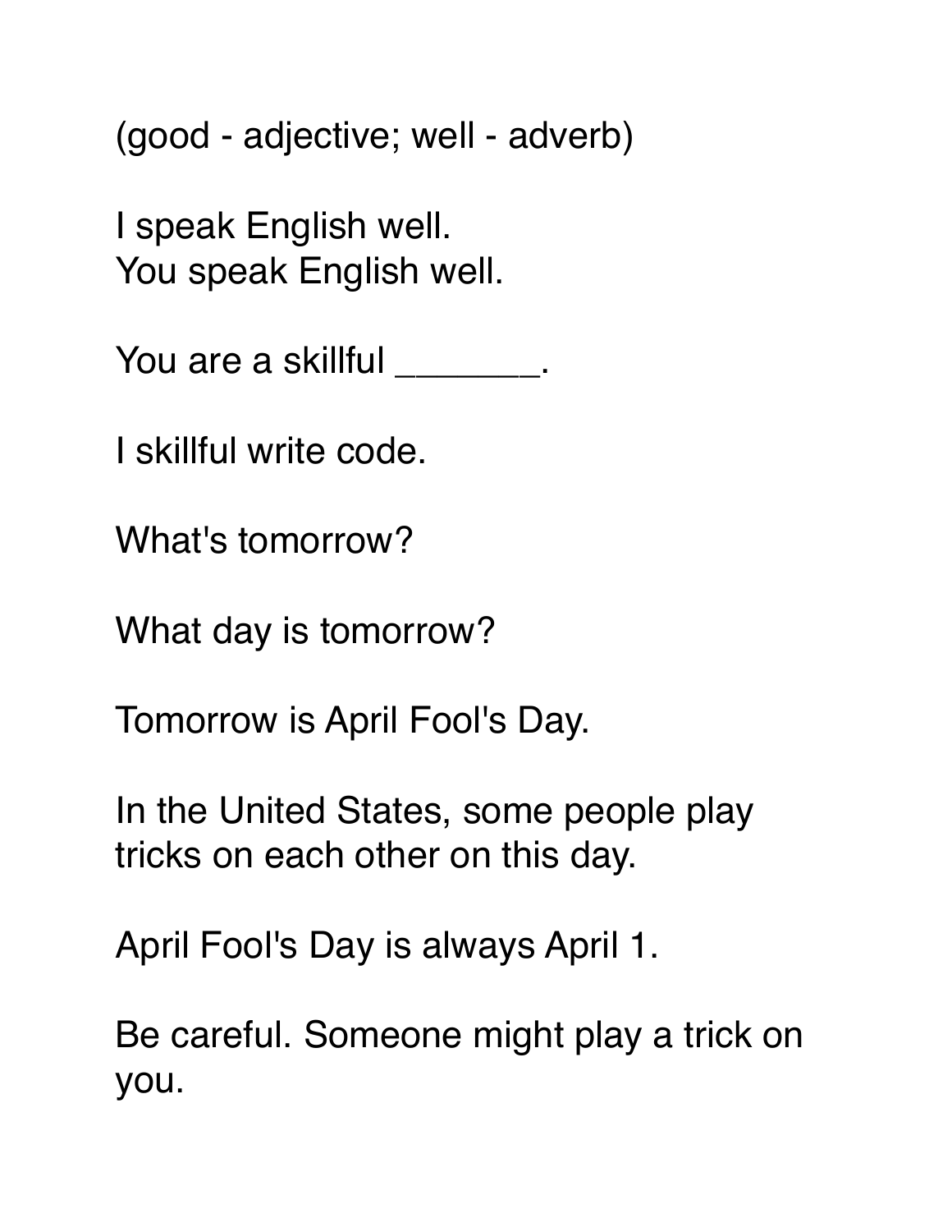(good - adjective; well - adverb)

I speak English well.
You speak English well.

You are a skillful _______.

I skillful write code.

What's tomorrow?

What day is tomorrow?

Tomorrow is April Fool's Day.

In the United States, some people play tricks on each other on this day.

April Fool's Day is always April 1.

Be careful. Someone might play a trick on you.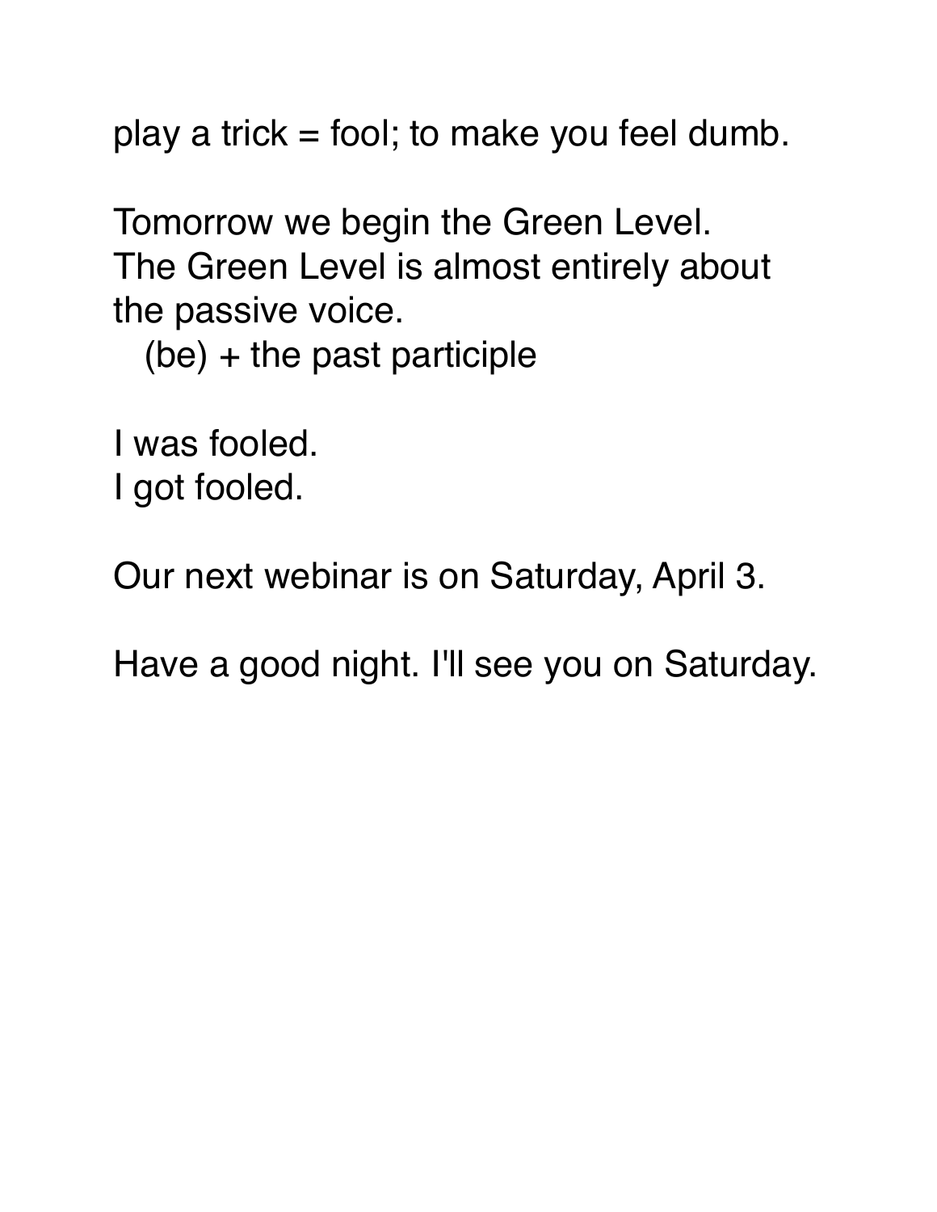play a trick = fool; to make you feel dumb.

Tomorrow we begin the Green Level.
The Green Level is almost entirely about the passive voice.
   (be) + the past participle

I was fooled.
I got fooled.

Our next webinar is on Saturday, April 3.

Have a good night. I'll see you on Saturday.